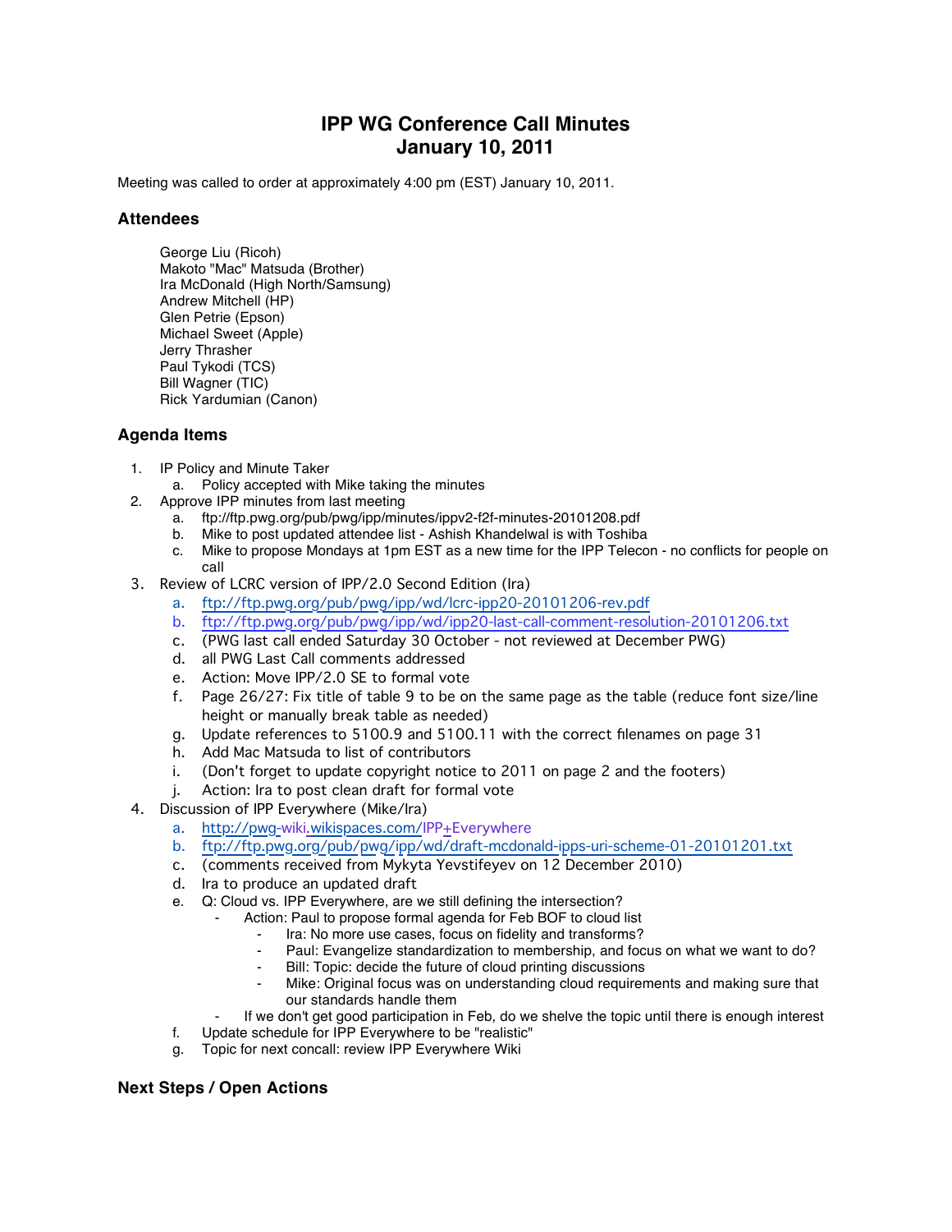# IPP WG Conference Call Minutes
# January 10, 2011

Meeting was called to order at approximately 4:00 pm (EST) January 10, 2011.

### Attendees

George Liu (Ricoh)
Makoto "Mac" Matsuda (Brother)
Ira McDonald (High North/Samsung)
Andrew Mitchell (HP)
Glen Petrie (Epson)
Michael Sweet (Apple)
Jerry Thrasher
Paul Tykodi (TCS)
Bill Wagner (TIC)
Rick Yardumian (Canon)

### Agenda Items

1. IP Policy and Minute Taker
   a. Policy accepted with Mike taking the minutes
2. Approve IPP minutes from last meeting
   a. ftp://ftp.pwg.org/pub/pwg/ipp/minutes/ippv2-f2f-minutes-20101208.pdf
   b. Mike to post updated attendee list - Ashish Khandelwal is with Toshiba
   c. Mike to propose Mondays at 1pm EST as a new time for the IPP Telecon - no conflicts for people on call
3. Review of LCRC version of IPP/2.0 Second Edition (Ira)
   a. ftp://ftp.pwg.org/pub/pwg/ipp/wd/lcrc-ipp20-20101206-rev.pdf
   b. ftp://ftp.pwg.org/pub/pwg/ipp/wd/ipp20-last-call-comment-resolution-20101206.txt
   c. (PWG last call ended Saturday 30 October - not reviewed at December PWG)
   d. all PWG Last Call comments addressed
   e. Action: Move IPP/2.0 SE to formal vote
   f. Page 26/27: Fix title of table 9 to be on the same page as the table (reduce font size/line height or manually break table as needed)
   g. Update references to 5100.9 and 5100.11 with the correct filenames on page 31
   h. Add Mac Matsuda to list of contributors
   i. (Don't forget to update copyright notice to 2011 on page 2 and the footers)
   j. Action: Ira to post clean draft for formal vote
4. Discussion of IPP Everywhere (Mike/Ira)
   a. http://pwg-wiki.wikispaces.com/IPP+Everywhere
   b. ftp://ftp.pwg.org/pub/pwg/ipp/wd/draft-mcdonald-ipps-uri-scheme-01-20101201.txt
   c. (comments received from Mykyta Yevstifeyev on 12 December 2010)
   d. Ira to produce an updated draft
   e. Q: Cloud vs. IPP Everywhere, are we still defining the intersection?
      - Action: Paul to propose formal agenda for Feb BOF to cloud list
        - Ira: No more use cases, focus on fidelity and transforms?
        - Paul: Evangelize standardization to membership, and focus on what we want to do?
        - Bill: Topic: decide the future of cloud printing discussions
        - Mike: Original focus was on understanding cloud requirements and making sure that our standards handle them
      - If we don't get good participation in Feb, do we shelve the topic until there is enough interest
   f. Update schedule for IPP Everywhere to be "realistic"
   g. Topic for next concall: review IPP Everywhere Wiki

### Next Steps / Open Actions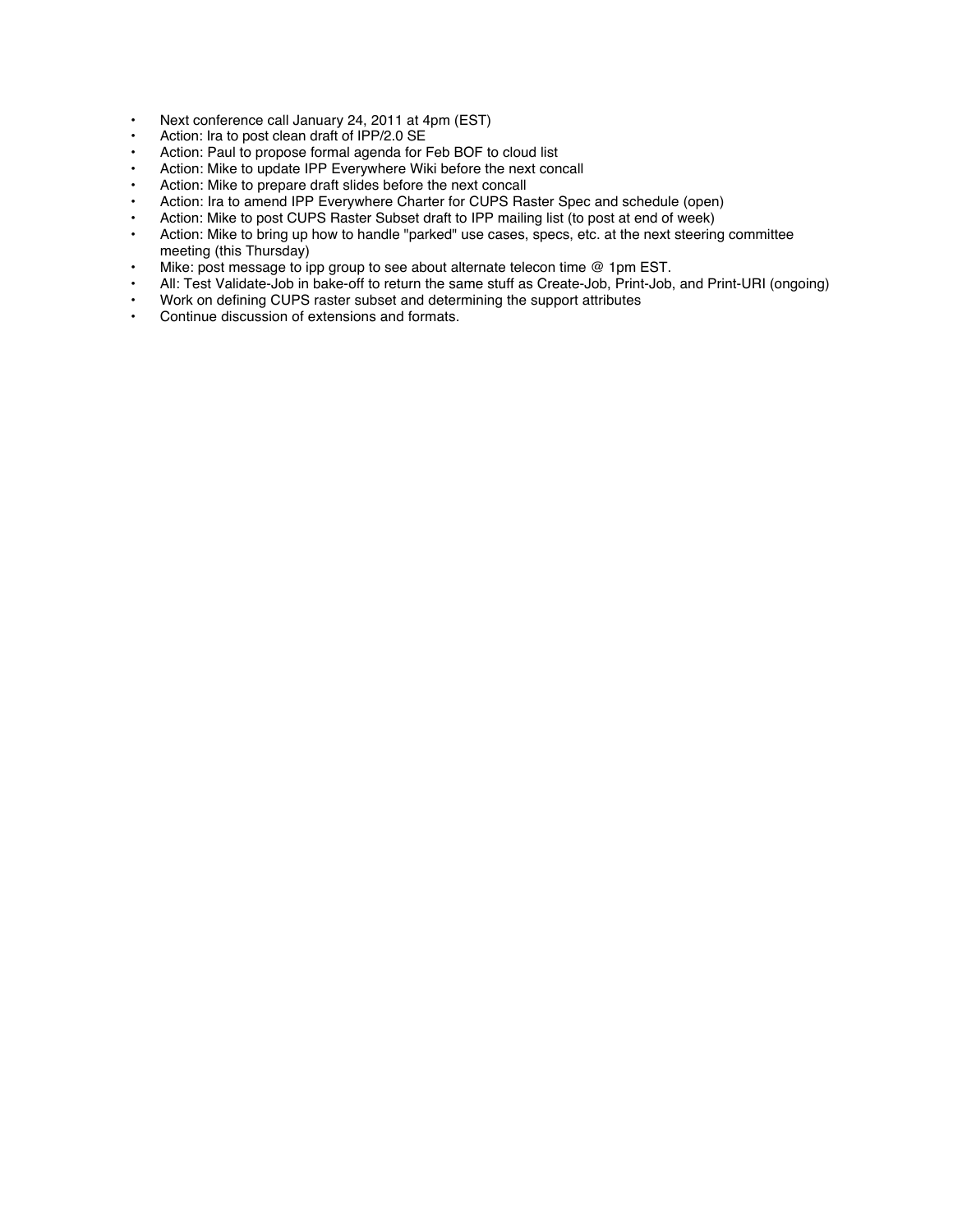- Next conference call January 24, 2011 at 4pm (EST)
- Action: Ira to post clean draft of IPP/2.0 SE
- Action: Paul to propose formal agenda for Feb BOF to cloud list
- Action: Mike to update IPP Everywhere Wiki before the next concall
- Action: Mike to prepare draft slides before the next concall
- Action: Ira to amend IPP Everywhere Charter for CUPS Raster Spec and schedule (open)
- Action: Mike to post CUPS Raster Subset draft to IPP mailing list (to post at end of week)
- Action: Mike to bring up how to handle "parked" use cases, specs, etc. at the next steering committee meeting (this Thursday)
- Mike: post message to ipp group to see about alternate telecon time @ 1pm EST.
- All: Test Validate-Job in bake-off to return the same stuff as Create-Job, Print-Job, and Print-URI (ongoing)
- Work on defining CUPS raster subset and determining the support attributes
- Continue discussion of extensions and formats.